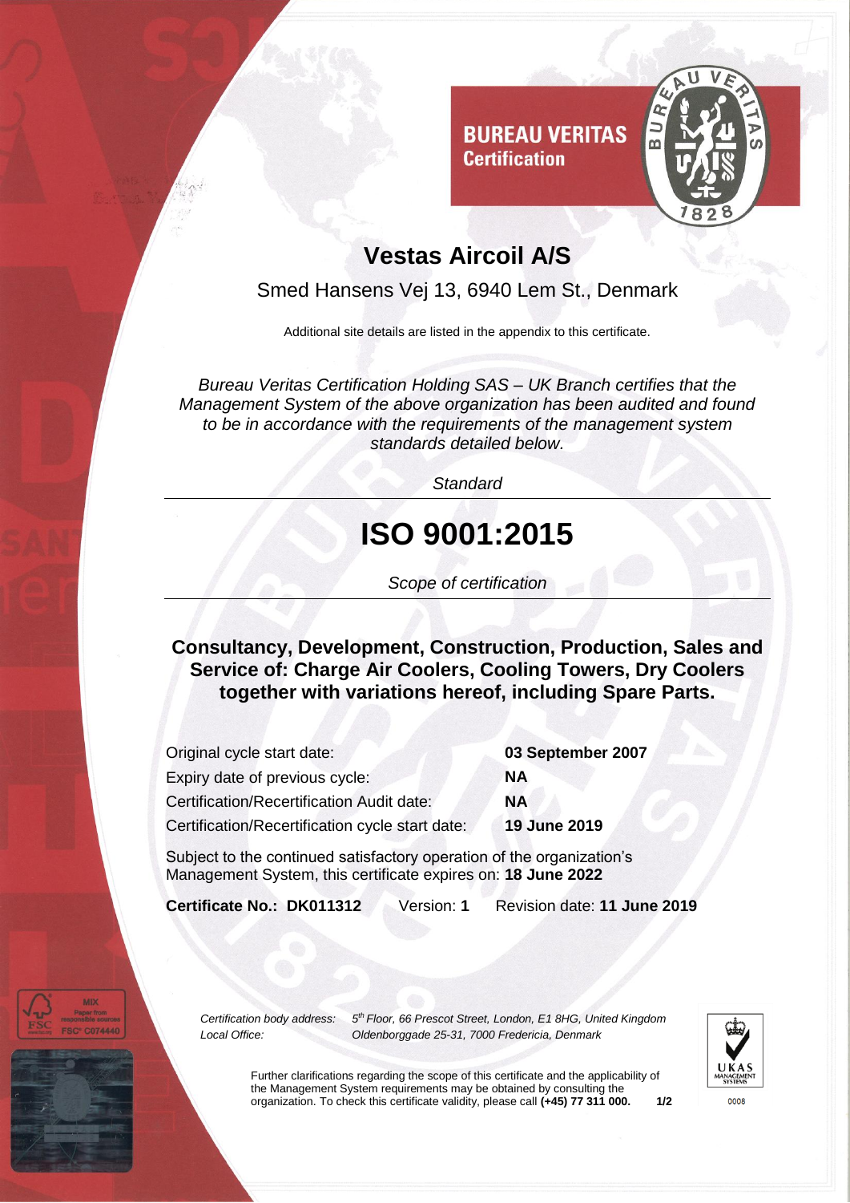BUREAU VERITAS
Certification

# Vestas Aircoil A/S

Smed Hansens Vej 13, 6940 Lem St., Denmark

Additional site details are listed in the appendix to this certificate.

*Bureau Veritas Certification Holding SAS – UK Branch certifies that the Management System of the above organization has been audited and found to be in accordance with the requirements of the management system standards detailed below.*

*Standard*

# ISO 9001:2015

*Scope of certification*

**Consultancy, Development, Construction, Production, Sales and Service of: Charge Air Coolers, Cooling Towers, Dry Coolers together with variations hereof, including Spare Parts.**

| | |
|---|---|
| Original cycle start date: | **03 September 2007** |
| Expiry date of previous cycle: | **NA** |
| Certification/Recertification Audit date: | **NA** |
| Certification/Recertification cycle start date: | **19 June 2019** |

Subject to the continued satisfactory operation of the organization's Management System, this certificate expires on: **18 June 2022**

**Certificate No.: DK011312** Version: **1** Revision date: **11 June 2019**

*Certification body address:* *5th Floor, 66 Prescot Street, London, E1 8HG, United Kingdom*
*Local Office:* *Oldenborggade 25-31, 7000 Fredericia, Denmark*

Further clarifications regarding the scope of this certificate and the applicability of the Management System requirements may be obtained by consulting the organization. To check this certificate validity, please call **(+45) 77 311 000.**

UKAS MANAGEMENT SYSTEMS 0008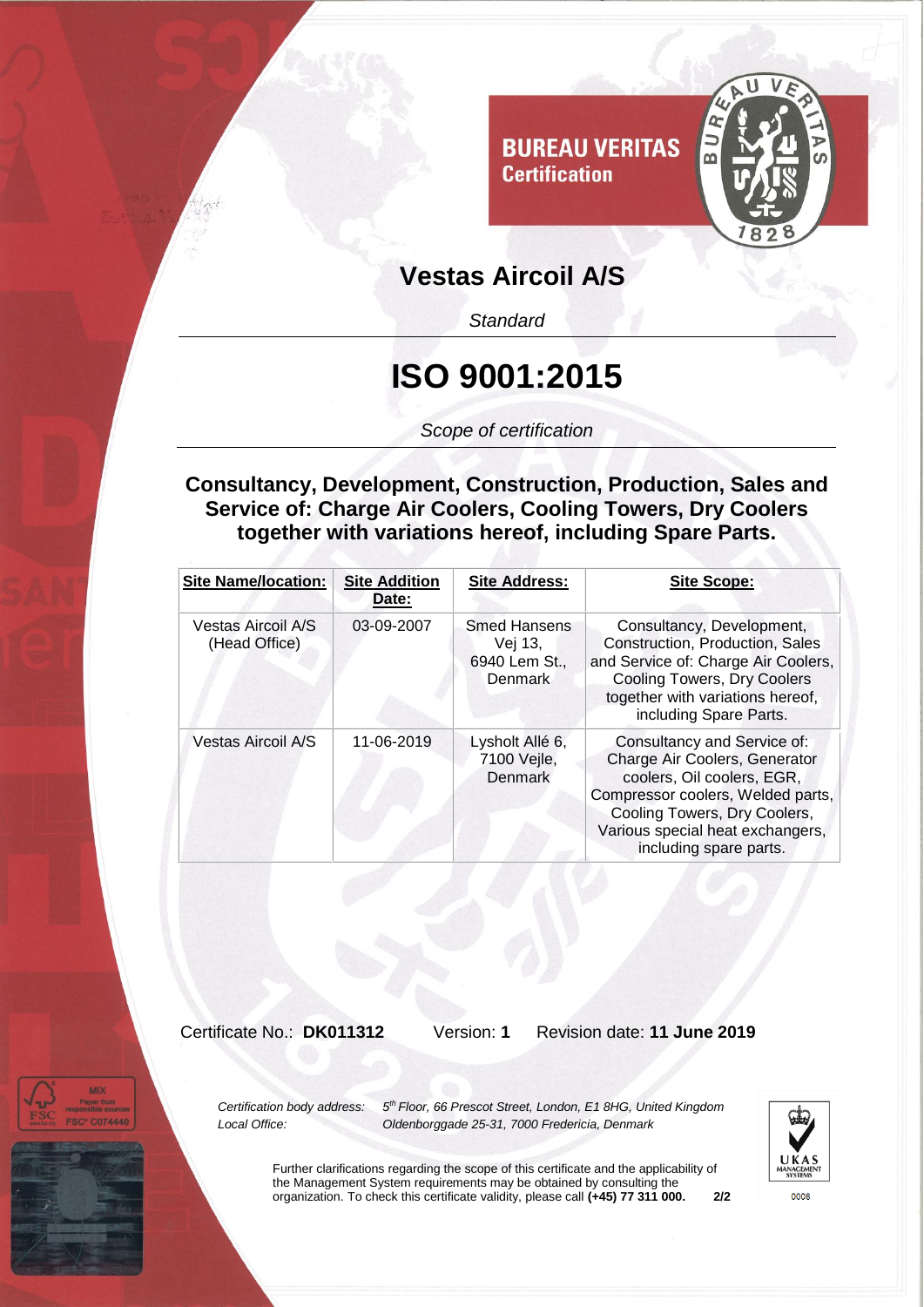BUREAU VERITAS
Certification

# Vestas Aircoil A/S

*Standard*

# ISO 9001:2015

*Scope of certification*

**Consultancy, Development, Construction, Production, Sales and Service of: Charge Air Coolers, Cooling Towers, Dry Coolers together with variations hereof, including Spare Parts.**

| Site Name/location: | Site Addition Date: | Site Address: | Site Scope: |
|---|---|---|---|
| Vestas Aircoil A/S (Head Office) | 03-09-2007 | Smed Hansens Vej 13, 6940 Lem St., Denmark | Consultancy, Development, Construction, Production, Sales and Service of: Charge Air Coolers, Cooling Towers, Dry Coolers together with variations hereof, including Spare Parts. |
| Vestas Aircoil A/S | 11-06-2019 | Lysholt Allé 6, 7100 Vejle, Denmark | Consultancy and Service of: Charge Air Coolers, Generator coolers, Oil coolers, EGR, Compressor coolers, Welded parts, Cooling Towers, Dry Coolers, Various special heat exchangers, including spare parts. |

Certificate No.: **DK011312** Version: **1** Revision date: **11 June 2019**

*Certification body address:* *5th Floor, 66 Prescot Street, London, E1 8HG, United Kingdom*
*Local Office:* *Oldenborggade 25-31, 7000 Fredericia, Denmark*

Further clarifications regarding the scope of this certificate and the applicability of the Management System requirements may be obtained by consulting the organization. To check this certificate validity, please call **(+45) 77 311 000.**

UKAS MANAGEMENT SYSTEMS 0008